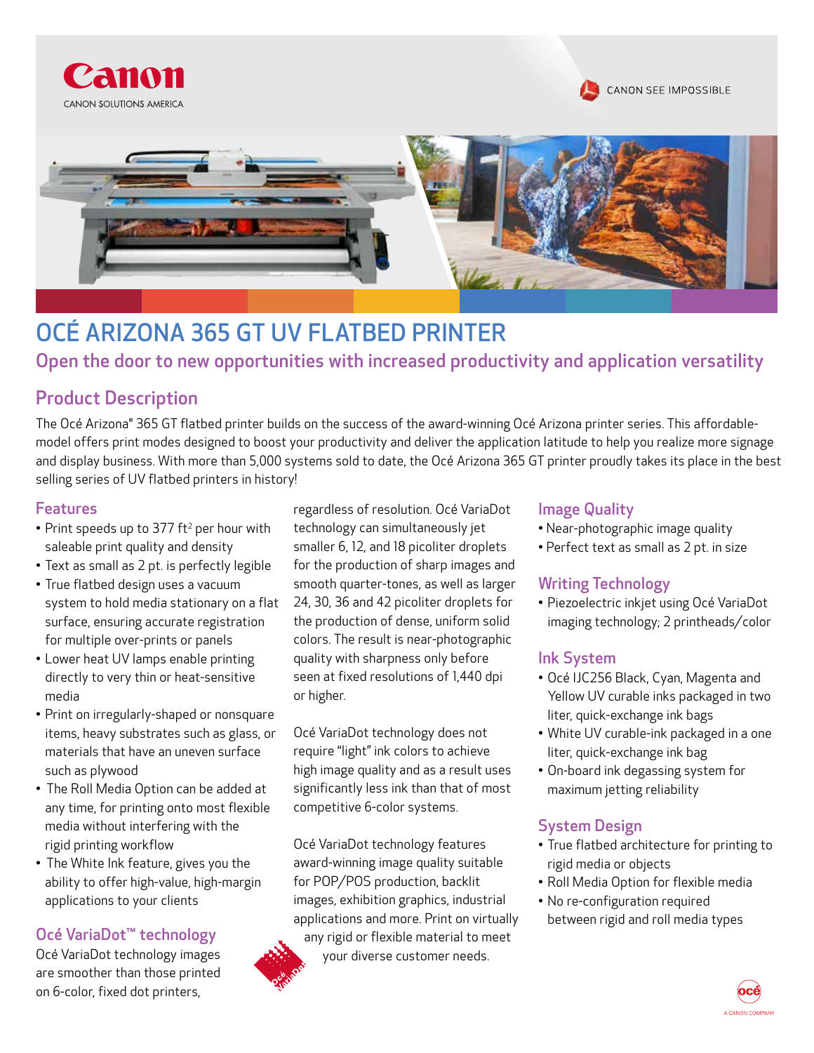# OCÉ ARIZONA 365 GT UV FLATBED PRINTER

## Open the door to new opportunities with increased productivity and application versatility

## Product Description

The Océ Arizona® 365 GT flatbed printer builds on the success of the award-winning Océ Arizona printer series. This affordable-model offers print modes designed to boost your productivity and deliver the application latitude to help you realize more signage and display business. With more than 5,000 systems sold to date, the Océ Arizona 365 GT printer proudly takes its place in the best selling series of UV flatbed printers in history!

### Features

- Print speeds up to 377 ft² per hour with saleable print quality and density
- Text as small as 2 pt. is perfectly legible
- True flatbed design uses a vacuum system to hold media stationary on a flat surface, ensuring accurate registration for multiple over-prints or panels
- Lower heat UV lamps enable printing directly to very thin or heat-sensitive media
- Print on irregularly-shaped or nonsquare items, heavy substrates such as glass, or materials that have an uneven surface such as plywood
- The Roll Media Option can be added at any time, for printing onto most flexible media without interfering with the rigid printing workflow
- The White Ink feature, gives you the ability to offer high-value, high-margin applications to your clients

### Océ VariaDot™ technology

Océ VariaDot technology images are smoother than those printed on 6-color, fixed dot printers, regardless of resolution. Océ VariaDot technology can simultaneously jet smaller 6, 12, and 18 picoliter droplets for the production of sharp images and smooth quarter-tones, as well as larger 24, 30, 36 and 42 picoliter droplets for the production of dense, uniform solid colors. The result is near-photographic quality with sharpness only before seen at fixed resolutions of 1,440 dpi or higher.

Océ VariaDot technology does not require "light" ink colors to achieve high image quality and as a result uses significantly less ink than that of most competitive 6-color systems.

Océ VariaDot technology features award-winning image quality suitable for POP/POS production, backlit images, exhibition graphics, industrial applications and more. Print on virtually any rigid or flexible material to meet your diverse customer needs.

### Image Quality

- Near-photographic image quality
- Perfect text as small as 2 pt. in size

### Writing Technology

- Piezoelectric inkjet using Océ VariaDot imaging technology; 2 printheads/color

### Ink System

- Océ IJC256 Black, Cyan, Magenta and Yellow UV curable inks packaged in two liter, quick-exchange ink bags
- White UV curable-ink packaged in a one liter, quick-exchange ink bag
- On-board ink degassing system for maximum jetting reliability

### System Design

- True flatbed architecture for printing to rigid media or objects
- Roll Media Option for flexible media
- No re-configuration required between rigid and roll media types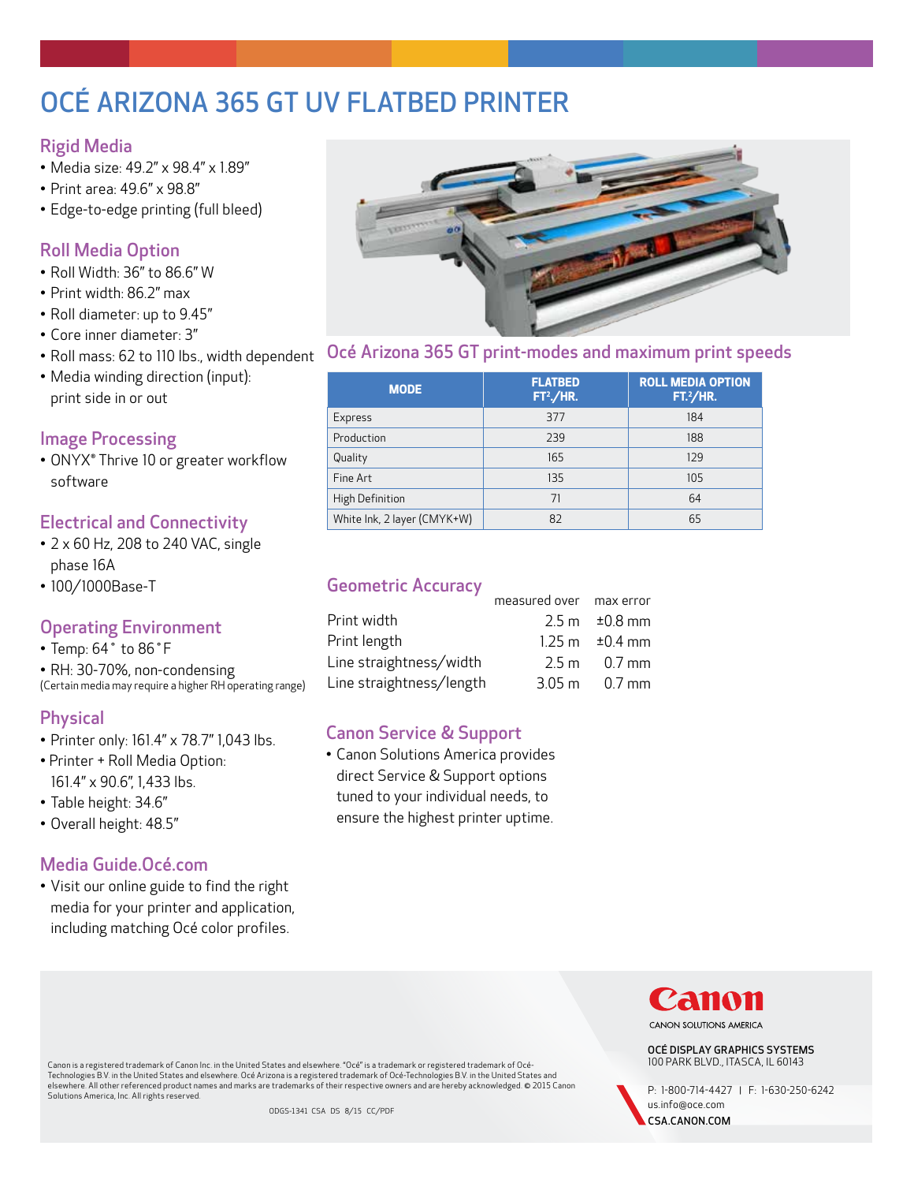# OCÉ ARIZONA 365 GT UV FLATBED PRINTER

## Rigid Media

- Media size: 49.2" x 98.4" x 1.89"
- Print area: 49.6" x 98.8"
- Edge-to-edge printing (full bleed)

## Roll Media Option

- Roll Width: 36" to 86.6" W
- Print width: 86.2" max
- Roll diameter: up to 9.45"
- Core inner diameter: 3"
- Roll mass: 62 to 110 lbs., width dependent
- Media winding direction (input): print side in or out

## Image Processing

- ONYX® Thrive 10 or greater workflow software

## Electrical and Connectivity

- 2 x 60 Hz, 208 to 240 VAC, single phase 16A
- 100/1000Base-T

## Operating Environment

- Temp: 64° to 86°F
- RH: 30-70%, non-condensing
(Certain media may require a higher RH operating range)

## Physical

- Printer only: 161.4" x 78.7" 1,043 lbs.
- Printer + Roll Media Option: 161.4" x 90.6", 1,433 lbs.
- Table height: 34.6"
- Overall height: 48.5"

## Media Guide.Océ.com

- Visit our online guide to find the right media for your printer and application, including matching Océ color profiles.

## Océ Arizona 365 GT print-modes and maximum print speeds

| MODE | FLATBED FT.²/HR. | ROLL MEDIA OPTION FT.²/HR. |
|---|---|---|
| Express | 377 | 184 |
| Production | 239 | 188 |
| Quality | 165 | 129 |
| Fine Art | 135 | 105 |
| High Definition | 71 | 64 |
| White Ink, 2 layer (CMYK+W) | 82 | 65 |

## Geometric Accuracy

| | measured over | max error |
|---|---|---|
| Print width | 2.5 m | ±0.8 mm |
| Print length | 1.25 m | ±0.4 mm |
| Line straightness/width | 2.5 m | 0.7 mm |
| Line straightness/length | 3.05 m | 0.7 mm |

## Canon Service & Support

- Canon Solutions America provides direct Service & Support options tuned to your individual needs, to ensure the highest printer uptime.

Canon is a registered trademark of Canon Inc. in the United States and elsewhere. "Océ" is a trademark or registered trademark of Océ-Technologies B.V. in the United States and elsewhere. Océ Arizona is a registered trademark of Océ-Technologies B.V. in the United States and elsewhere. All other referenced product names and marks are trademarks of their respective owners and are hereby acknowledged. © 2015 Canon Solutions America, Inc. All rights reserved.

ODGS-1341 CSA DS 8/15 CC/PDF

Canon
CANON SOLUTIONS AMERICA

**OCÉ DISPLAY GRAPHICS SYSTEMS**
100 PARK BLVD., ITASCA, IL 60143

P: 1-800-714-4427 | F: 1-630-250-6242
us.info@oce.com
CSA.CANON.COM